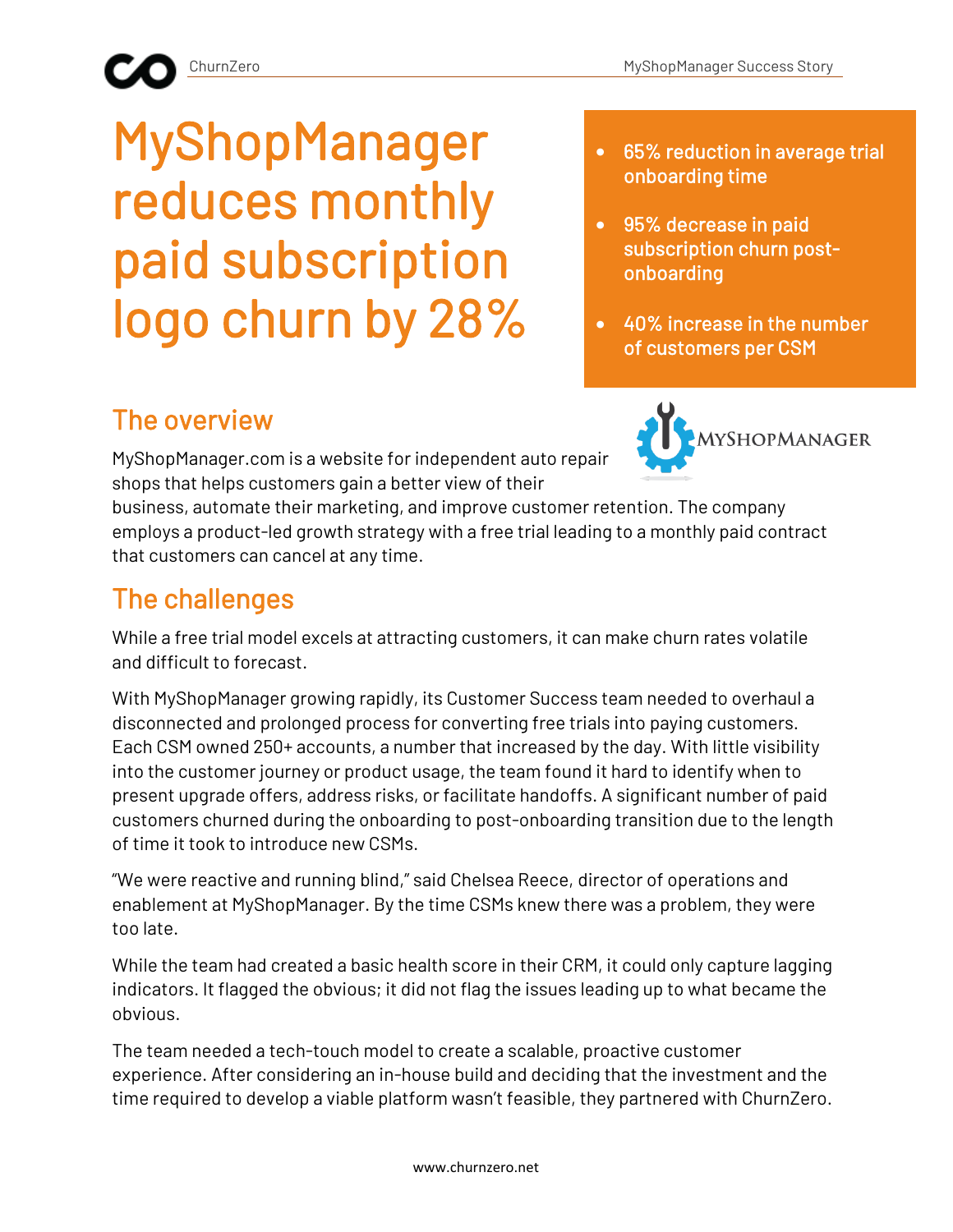# MyShopManager reduces monthly paid subscription logo churn by 28%

- 65% reduction in average trial onboarding time
- 95% decrease in paid subscription churn post-onboarding
- 40% increase in the number of customers per CSM

## The overview

MyShopManager.com is a website for independent auto repair shops that helps customers gain a better view of their business, automate their marketing, and improve customer retention. The company employs a product-led growth strategy with a free trial leading to a monthly paid contract that customers can cancel at any time.

## The challenges

While a free trial model excels at attracting customers, it can make churn rates volatile and difficult to forecast.

With MyShopManager growing rapidly, its Customer Success team needed to overhaul a disconnected and prolonged process for converting free trials into paying customers. Each CSM owned 250+ accounts, a number that increased by the day. With little visibility into the customer journey or product usage, the team found it hard to identify when to present upgrade offers, address risks, or facilitate handoffs. A significant number of paid customers churned during the onboarding to post-onboarding transition due to the length of time it took to introduce new CSMs.

"We were reactive and running blind," said Chelsea Reece, director of operations and enablement at MyShopManager. By the time CSMs knew there was a problem, they were too late.

While the team had created a basic health score in their CRM, it could only capture lagging indicators. It flagged the obvious; it did not flag the issues leading up to what became the obvious.

The team needed a tech-touch model to create a scalable, proactive customer experience. After considering an in-house build and deciding that the investment and the time required to develop a viable platform wasn't feasible, they partnered with ChurnZero.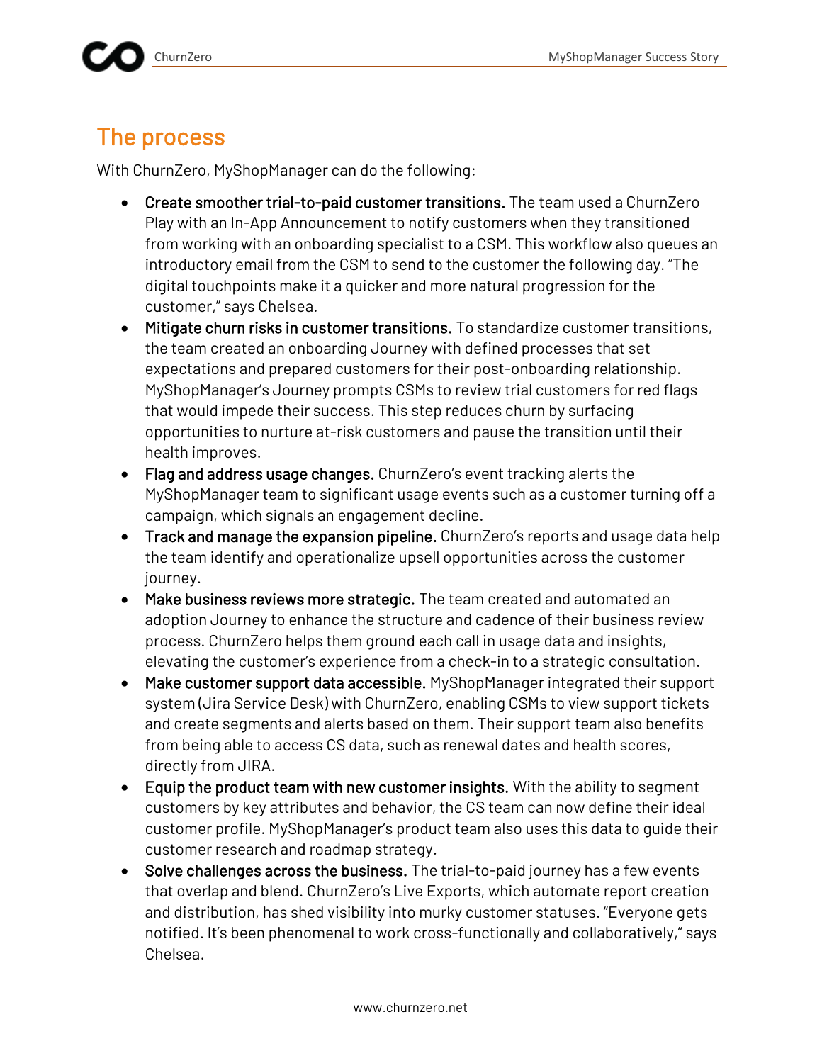## The process

With ChurnZero, MyShopManager can do the following:

- **Create smoother trial-to-paid customer transitions.** The team used a ChurnZero Play with an In-App Announcement to notify customers when they transitioned from working with an onboarding specialist to a CSM. This workflow also queues an introductory email from the CSM to send to the customer the following day. "The digital touchpoints make it a quicker and more natural progression for the customer," says Chelsea.
- **Mitigate churn risks in customer transitions.** To standardize customer transitions, the team created an onboarding Journey with defined processes that set expectations and prepared customers for their post-onboarding relationship. MyShopManager's Journey prompts CSMs to review trial customers for red flags that would impede their success. This step reduces churn by surfacing opportunities to nurture at-risk customers and pause the transition until their health improves.
- **Flag and address usage changes.** ChurnZero's event tracking alerts the MyShopManager team to significant usage events such as a customer turning off a campaign, which signals an engagement decline.
- **Track and manage the expansion pipeline.** ChurnZero's reports and usage data help the team identify and operationalize upsell opportunities across the customer journey.
- **Make business reviews more strategic.** The team created and automated an adoption Journey to enhance the structure and cadence of their business review process. ChurnZero helps them ground each call in usage data and insights, elevating the customer's experience from a check-in to a strategic consultation.
- **Make customer support data accessible.** MyShopManager integrated their support system (Jira Service Desk) with ChurnZero, enabling CSMs to view support tickets and create segments and alerts based on them. Their support team also benefits from being able to access CS data, such as renewal dates and health scores, directly from JIRA.
- **Equip the product team with new customer insights.** With the ability to segment customers by key attributes and behavior, the CS team can now define their ideal customer profile. MyShopManager's product team also uses this data to guide their customer research and roadmap strategy.
- **Solve challenges across the business.** The trial-to-paid journey has a few events that overlap and blend. ChurnZero's Live Exports, which automate report creation and distribution, has shed visibility into murky customer statuses. "Everyone gets notified. It's been phenomenal to work cross-functionally and collaboratively," says Chelsea.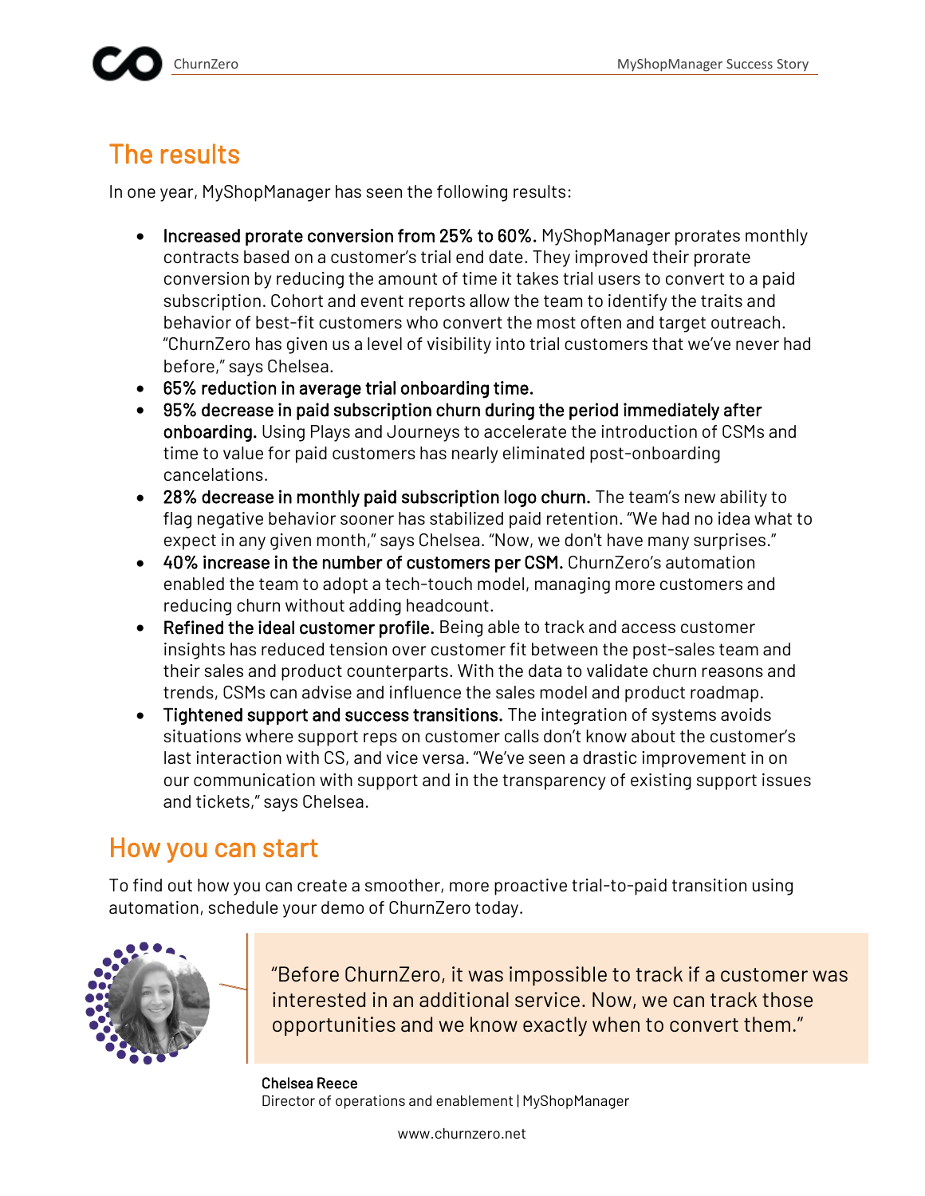## The results

In one year, MyShopManager has seen the following results:

- **Increased prorate conversion from 25% to 60%.** MyShopManager prorates monthly contracts based on a customer's trial end date. They improved their prorate conversion by reducing the amount of time it takes trial users to convert to a paid subscription. Cohort and event reports allow the team to identify the traits and behavior of best-fit customers who convert the most often and target outreach. "ChurnZero has given us a level of visibility into trial customers that we've never had before," says Chelsea.
- **65% reduction in average trial onboarding time.**
- **95% decrease in paid subscription churn during the period immediately after onboarding.** Using Plays and Journeys to accelerate the introduction of CSMs and time to value for paid customers has nearly eliminated post-onboarding cancelations.
- **28% decrease in monthly paid subscription logo churn.** The team's new ability to flag negative behavior sooner has stabilized paid retention. "We had no idea what to expect in any given month," says Chelsea. "Now, we don't have many surprises."
- **40% increase in the number of customers per CSM.** ChurnZero's automation enabled the team to adopt a tech-touch model, managing more customers and reducing churn without adding headcount.
- **Refined the ideal customer profile.** Being able to track and access customer insights has reduced tension over customer fit between the post-sales team and their sales and product counterparts. With the data to validate churn reasons and trends, CSMs can advise and influence the sales model and product roadmap.
- **Tightened support and success transitions.** The integration of systems avoids situations where support reps on customer calls don't know about the customer's last interaction with CS, and vice versa. "We've seen a drastic improvement in on our communication with support and in the transparency of existing support issues and tickets," says Chelsea.

## How you can start

To find out how you can create a smoother, more proactive trial-to-paid transition using automation, schedule your demo of ChurnZero today.

> "Before ChurnZero, it was impossible to track if a customer was interested in an additional service. Now, we can track those opportunities and we know exactly when to convert them."

**Chelsea Reece**
Director of operations and enablement | MyShopManager

www.churnzero.net